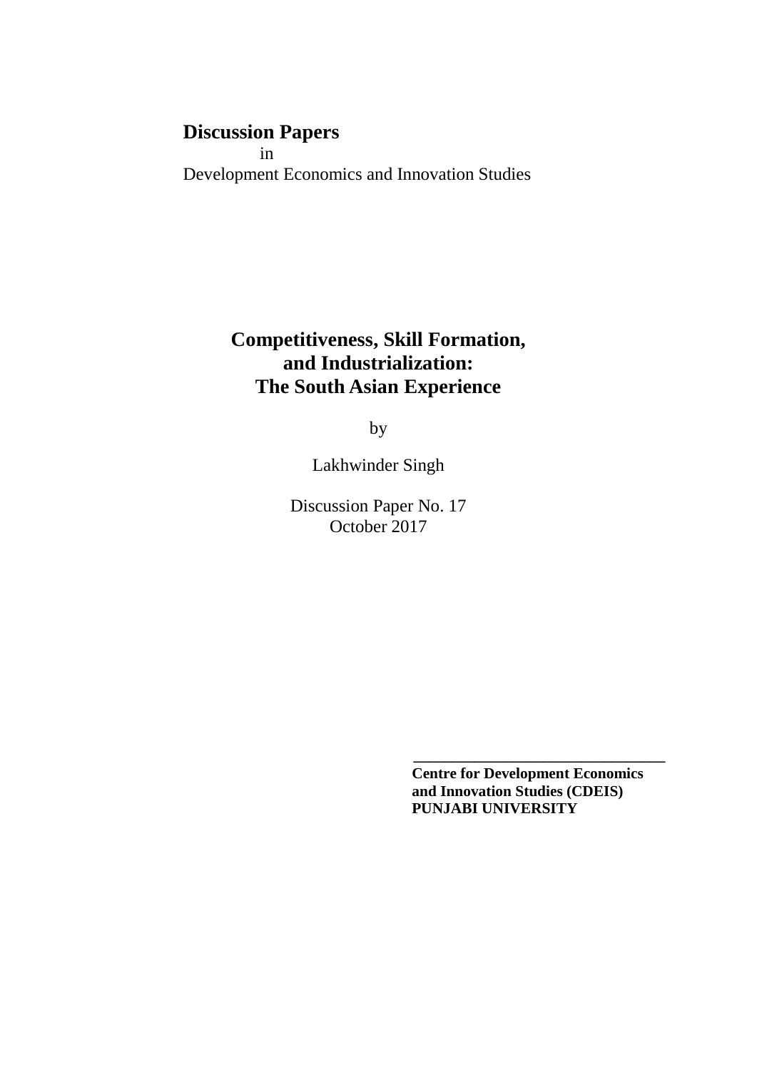**Discussion Papers**
in
Development Economics and Innovation Studies

# Competitiveness, Skill Formation, and Industrialization: The South Asian Experience

by

Lakhwinder Singh

Discussion Paper No. 17
October 2017

**Centre for Development Economics and Innovation Studies (CDEIS)**
**PUNJABI UNIVERSITY**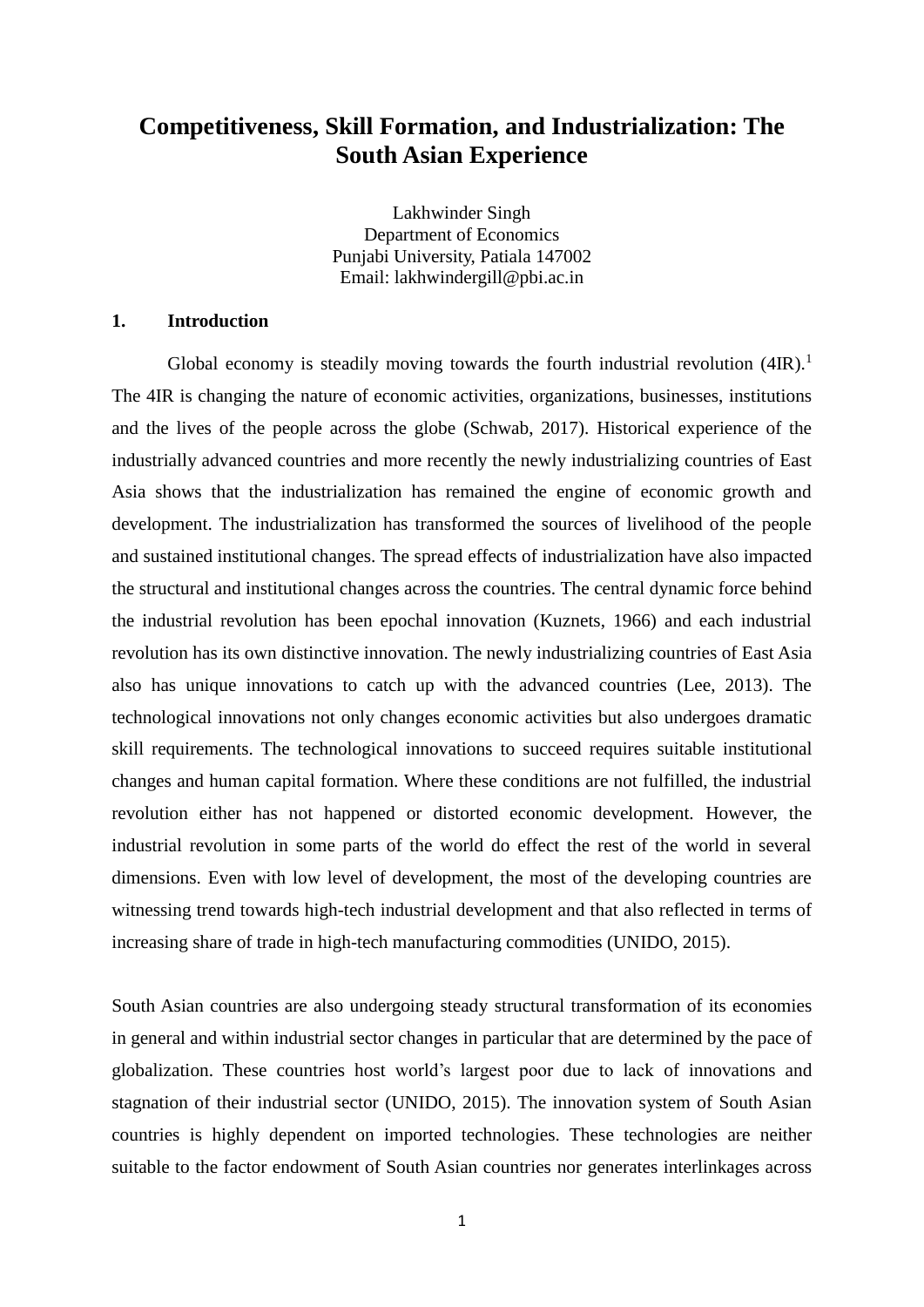# Competitiveness, Skill Formation, and Industrialization: The South Asian Experience

Lakhwinder Singh
Department of Economics
Punjabi University, Patiala 147002
Email: lakhwindergill@pbi.ac.in

## 1. Introduction

Global economy is steadily moving towards the fourth industrial revolution (4IR).[1] The 4IR is changing the nature of economic activities, organizations, businesses, institutions and the lives of the people across the globe (Schwab, 2017). Historical experience of the industrially advanced countries and more recently the newly industrializing countries of East Asia shows that the industrialization has remained the engine of economic growth and development. The industrialization has transformed the sources of livelihood of the people and sustained institutional changes. The spread effects of industrialization have also impacted the structural and institutional changes across the countries. The central dynamic force behind the industrial revolution has been epochal innovation (Kuznets, 1966) and each industrial revolution has its own distinctive innovation. The newly industrializing countries of East Asia also has unique innovations to catch up with the advanced countries (Lee, 2013). The technological innovations not only changes economic activities but also undergoes dramatic skill requirements. The technological innovations to succeed requires suitable institutional changes and human capital formation. Where these conditions are not fulfilled, the industrial revolution either has not happened or distorted economic development. However, the industrial revolution in some parts of the world do effect the rest of the world in several dimensions. Even with low level of development, the most of the developing countries are witnessing trend towards high-tech industrial development and that also reflected in terms of increasing share of trade in high-tech manufacturing commodities (UNIDO, 2015).

South Asian countries are also undergoing steady structural transformation of its economies in general and within industrial sector changes in particular that are determined by the pace of globalization. These countries host world's largest poor due to lack of innovations and stagnation of their industrial sector (UNIDO, 2015). The innovation system of South Asian countries is highly dependent on imported technologies. These technologies are neither suitable to the factor endowment of South Asian countries nor generates interlinkages across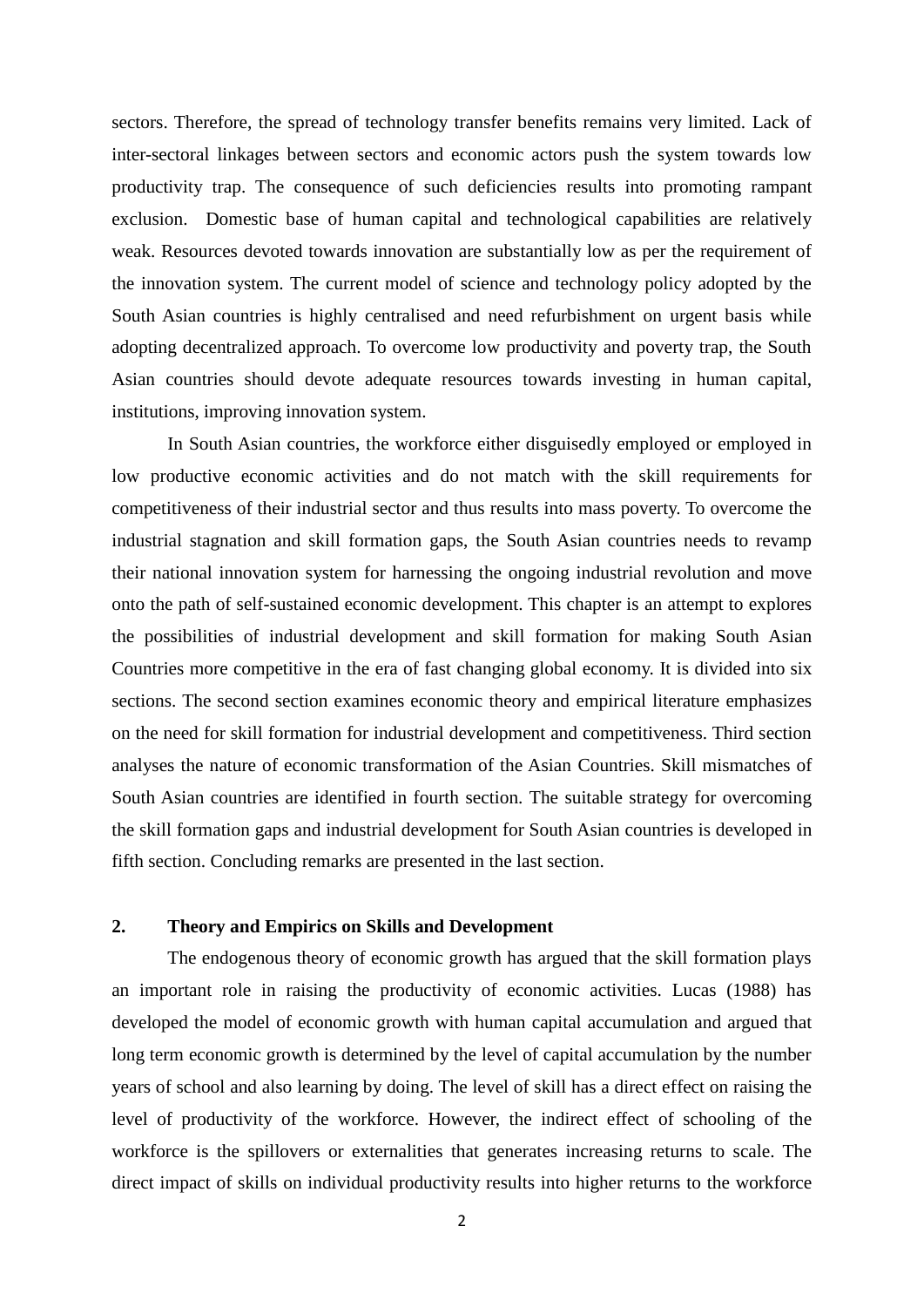sectors. Therefore, the spread of technology transfer benefits remains very limited. Lack of inter-sectoral linkages between sectors and economic actors push the system towards low productivity trap. The consequence of such deficiencies results into promoting rampant exclusion. Domestic base of human capital and technological capabilities are relatively weak. Resources devoted towards innovation are substantially low as per the requirement of the innovation system. The current model of science and technology policy adopted by the South Asian countries is highly centralised and need refurbishment on urgent basis while adopting decentralized approach. To overcome low productivity and poverty trap, the South Asian countries should devote adequate resources towards investing in human capital, institutions, improving innovation system.

In South Asian countries, the workforce either disguisedly employed or employed in low productive economic activities and do not match with the skill requirements for competitiveness of their industrial sector and thus results into mass poverty. To overcome the industrial stagnation and skill formation gaps, the South Asian countries needs to revamp their national innovation system for harnessing the ongoing industrial revolution and move onto the path of self-sustained economic development. This chapter is an attempt to explores the possibilities of industrial development and skill formation for making South Asian Countries more competitive in the era of fast changing global economy. It is divided into six sections. The second section examines economic theory and empirical literature emphasizes on the need for skill formation for industrial development and competitiveness. Third section analyses the nature of economic transformation of the Asian Countries. Skill mismatches of South Asian countries are identified in fourth section. The suitable strategy for overcoming the skill formation gaps and industrial development for South Asian countries is developed in fifth section. Concluding remarks are presented in the last section.

## 2. Theory and Empirics on Skills and Development

The endogenous theory of economic growth has argued that the skill formation plays an important role in raising the productivity of economic activities. Lucas (1988) has developed the model of economic growth with human capital accumulation and argued that long term economic growth is determined by the level of capital accumulation by the number years of school and also learning by doing. The level of skill has a direct effect on raising the level of productivity of the workforce. However, the indirect effect of schooling of the workforce is the spillovers or externalities that generates increasing returns to scale. The direct impact of skills on individual productivity results into higher returns to the workforce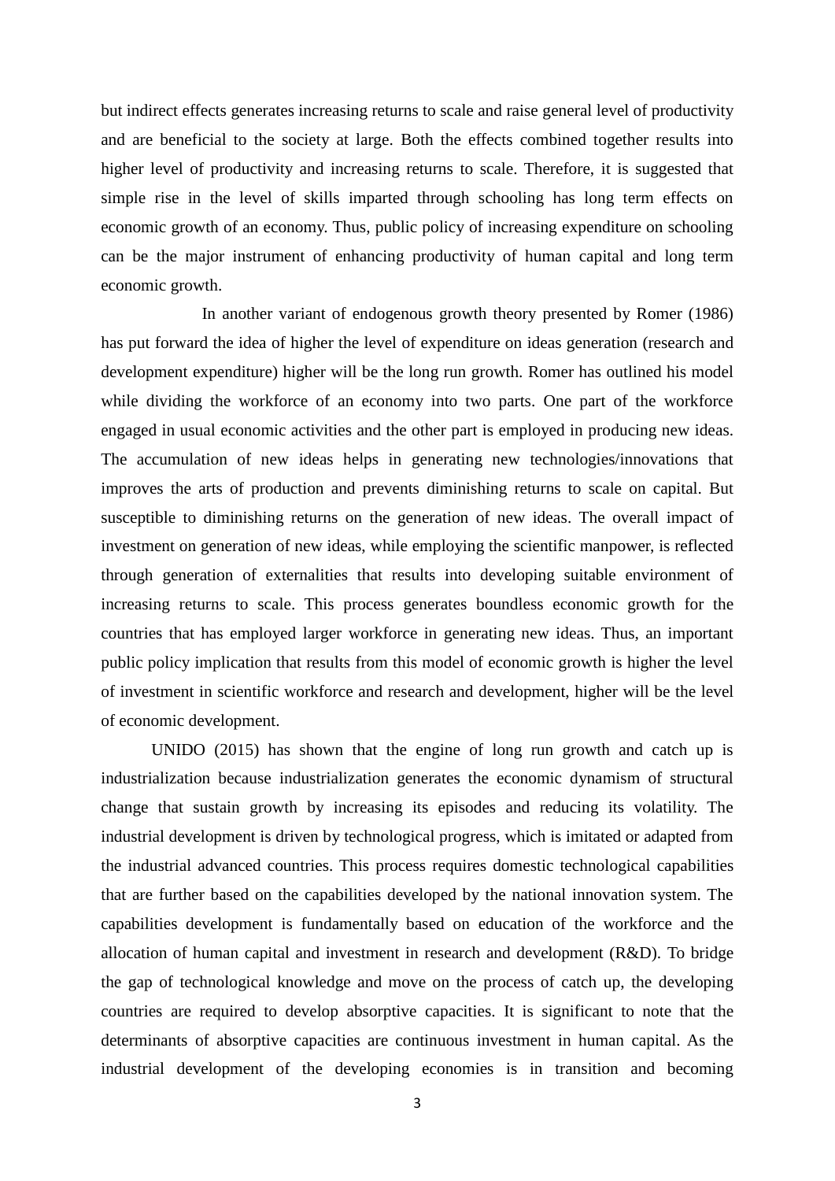but indirect effects generates increasing returns to scale and raise general level of productivity and are beneficial to the society at large. Both the effects combined together results into higher level of productivity and increasing returns to scale. Therefore, it is suggested that simple rise in the level of skills imparted through schooling has long term effects on economic growth of an economy. Thus, public policy of increasing expenditure on schooling can be the major instrument of enhancing productivity of human capital and long term economic growth.

In another variant of endogenous growth theory presented by Romer (1986) has put forward the idea of higher the level of expenditure on ideas generation (research and development expenditure) higher will be the long run growth. Romer has outlined his model while dividing the workforce of an economy into two parts. One part of the workforce engaged in usual economic activities and the other part is employed in producing new ideas. The accumulation of new ideas helps in generating new technologies/innovations that improves the arts of production and prevents diminishing returns to scale on capital. But susceptible to diminishing returns on the generation of new ideas. The overall impact of investment on generation of new ideas, while employing the scientific manpower, is reflected through generation of externalities that results into developing suitable environment of increasing returns to scale. This process generates boundless economic growth for the countries that has employed larger workforce in generating new ideas. Thus, an important public policy implication that results from this model of economic growth is higher the level of investment in scientific workforce and research and development, higher will be the level of economic development.

UNIDO (2015) has shown that the engine of long run growth and catch up is industrialization because industrialization generates the economic dynamism of structural change that sustain growth by increasing its episodes and reducing its volatility. The industrial development is driven by technological progress, which is imitated or adapted from the industrial advanced countries. This process requires domestic technological capabilities that are further based on the capabilities developed by the national innovation system. The capabilities development is fundamentally based on education of the workforce and the allocation of human capital and investment in research and development (R&D). To bridge the gap of technological knowledge and move on the process of catch up, the developing countries are required to develop absorptive capacities. It is significant to note that the determinants of absorptive capacities are continuous investment in human capital. As the industrial development of the developing economies is in transition and becoming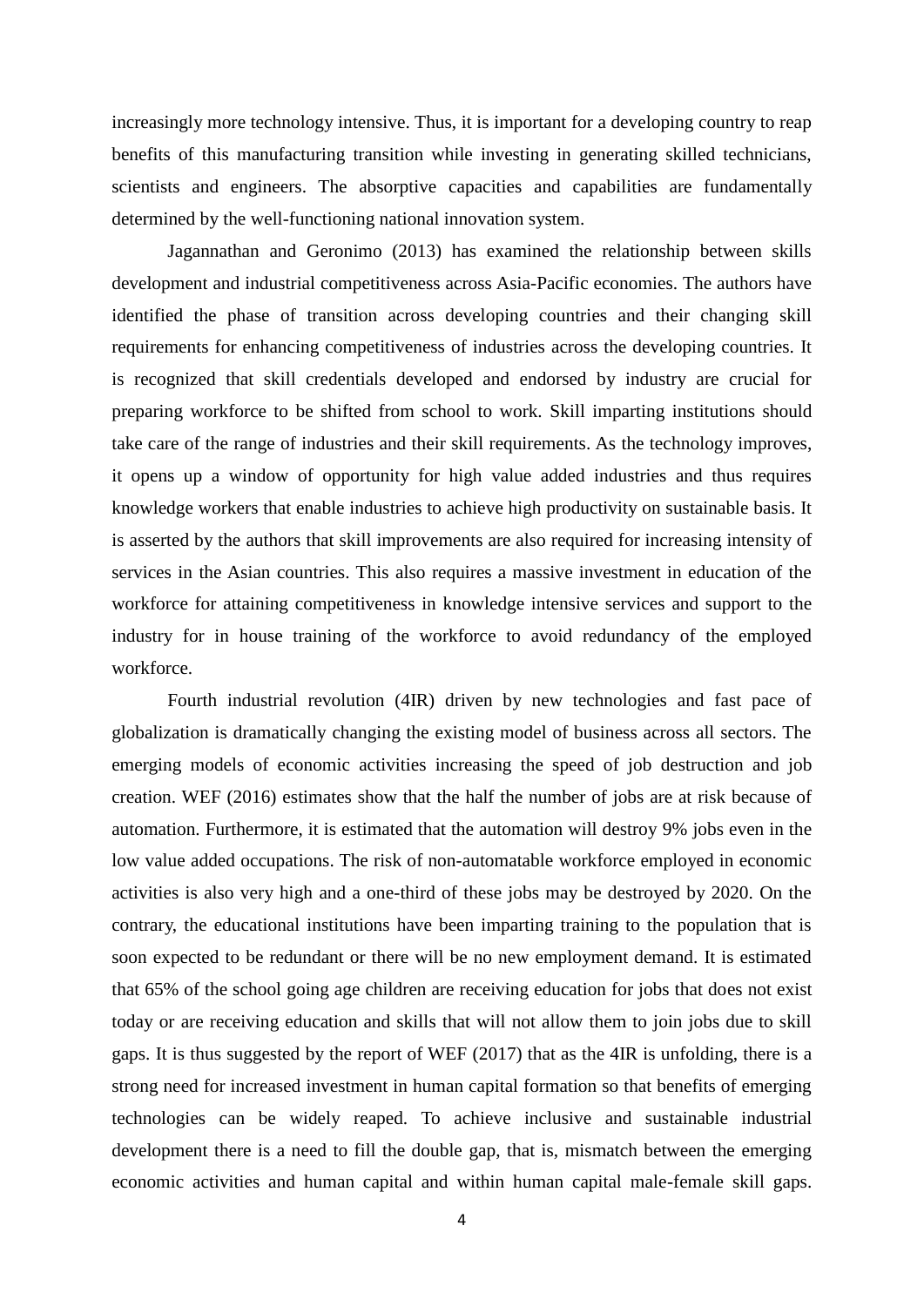increasingly more technology intensive. Thus, it is important for a developing country to reap benefits of this manufacturing transition while investing in generating skilled technicians, scientists and engineers. The absorptive capacities and capabilities are fundamentally determined by the well-functioning national innovation system.

Jagannathan and Geronimo (2013) has examined the relationship between skills development and industrial competitiveness across Asia-Pacific economies. The authors have identified the phase of transition across developing countries and their changing skill requirements for enhancing competitiveness of industries across the developing countries. It is recognized that skill credentials developed and endorsed by industry are crucial for preparing workforce to be shifted from school to work. Skill imparting institutions should take care of the range of industries and their skill requirements. As the technology improves, it opens up a window of opportunity for high value added industries and thus requires knowledge workers that enable industries to achieve high productivity on sustainable basis. It is asserted by the authors that skill improvements are also required for increasing intensity of services in the Asian countries. This also requires a massive investment in education of the workforce for attaining competitiveness in knowledge intensive services and support to the industry for in house training of the workforce to avoid redundancy of the employed workforce.

Fourth industrial revolution (4IR) driven by new technologies and fast pace of globalization is dramatically changing the existing model of business across all sectors. The emerging models of economic activities increasing the speed of job destruction and job creation. WEF (2016) estimates show that the half the number of jobs are at risk because of automation. Furthermore, it is estimated that the automation will destroy 9% jobs even in the low value added occupations. The risk of non-automatable workforce employed in economic activities is also very high and a one-third of these jobs may be destroyed by 2020. On the contrary, the educational institutions have been imparting training to the population that is soon expected to be redundant or there will be no new employment demand. It is estimated that 65% of the school going age children are receiving education for jobs that does not exist today or are receiving education and skills that will not allow them to join jobs due to skill gaps. It is thus suggested by the report of WEF (2017) that as the 4IR is unfolding, there is a strong need for increased investment in human capital formation so that benefits of emerging technologies can be widely reaped. To achieve inclusive and sustainable industrial development there is a need to fill the double gap, that is, mismatch between the emerging economic activities and human capital and within human capital male-female skill gaps.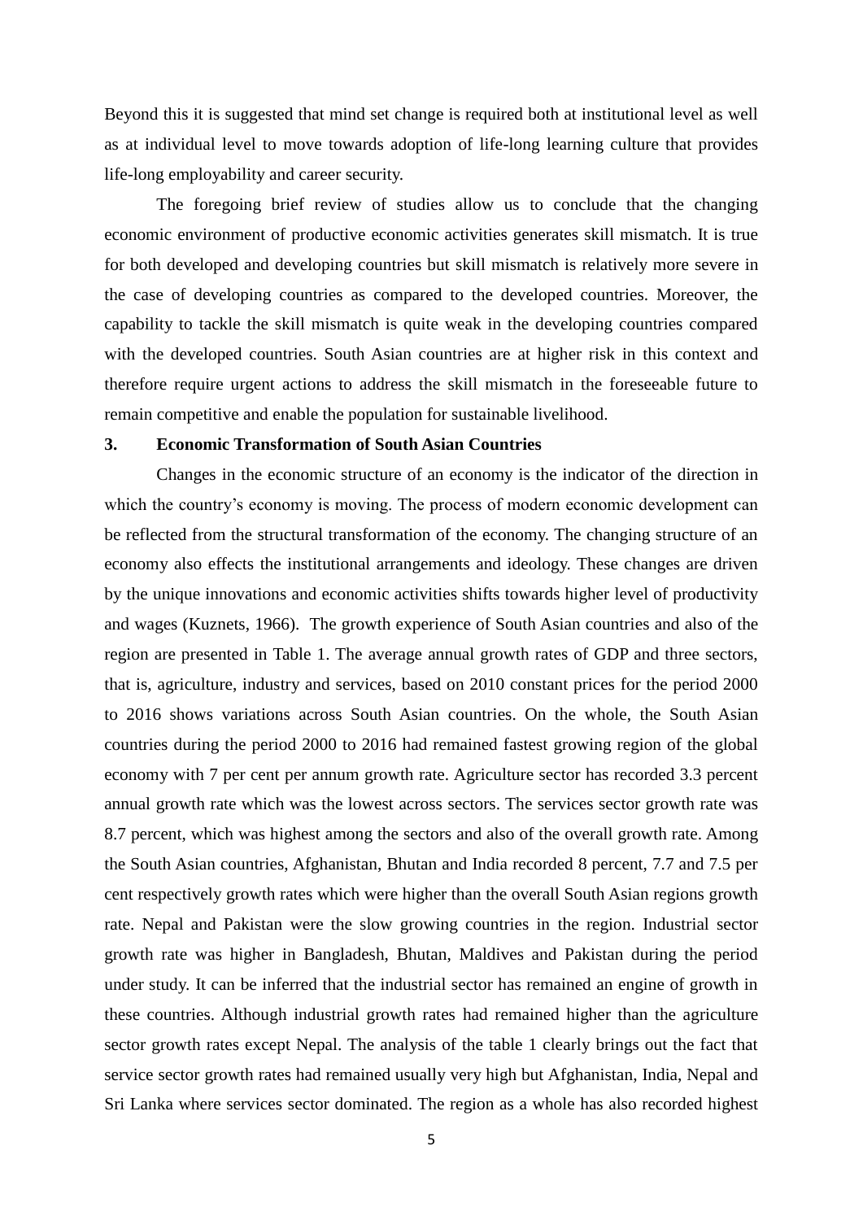Beyond this it is suggested that mind set change is required both at institutional level as well as at individual level to move towards adoption of life-long learning culture that provides life-long employability and career security.

The foregoing brief review of studies allow us to conclude that the changing economic environment of productive economic activities generates skill mismatch. It is true for both developed and developing countries but skill mismatch is relatively more severe in the case of developing countries as compared to the developed countries. Moreover, the capability to tackle the skill mismatch is quite weak in the developing countries compared with the developed countries. South Asian countries are at higher risk in this context and therefore require urgent actions to address the skill mismatch in the foreseeable future to remain competitive and enable the population for sustainable livelihood.

## 3. Economic Transformation of South Asian Countries

Changes in the economic structure of an economy is the indicator of the direction in which the country's economy is moving. The process of modern economic development can be reflected from the structural transformation of the economy. The changing structure of an economy also effects the institutional arrangements and ideology. These changes are driven by the unique innovations and economic activities shifts towards higher level of productivity and wages (Kuznets, 1966). The growth experience of South Asian countries and also of the region are presented in Table 1. The average annual growth rates of GDP and three sectors, that is, agriculture, industry and services, based on 2010 constant prices for the period 2000 to 2016 shows variations across South Asian countries. On the whole, the South Asian countries during the period 2000 to 2016 had remained fastest growing region of the global economy with 7 per cent per annum growth rate. Agriculture sector has recorded 3.3 percent annual growth rate which was the lowest across sectors. The services sector growth rate was 8.7 percent, which was highest among the sectors and also of the overall growth rate. Among the South Asian countries, Afghanistan, Bhutan and India recorded 8 percent, 7.7 and 7.5 per cent respectively growth rates which were higher than the overall South Asian regions growth rate. Nepal and Pakistan were the slow growing countries in the region. Industrial sector growth rate was higher in Bangladesh, Bhutan, Maldives and Pakistan during the period under study. It can be inferred that the industrial sector has remained an engine of growth in these countries. Although industrial growth rates had remained higher than the agriculture sector growth rates except Nepal. The analysis of the table 1 clearly brings out the fact that service sector growth rates had remained usually very high but Afghanistan, India, Nepal and Sri Lanka where services sector dominated. The region as a whole has also recorded highest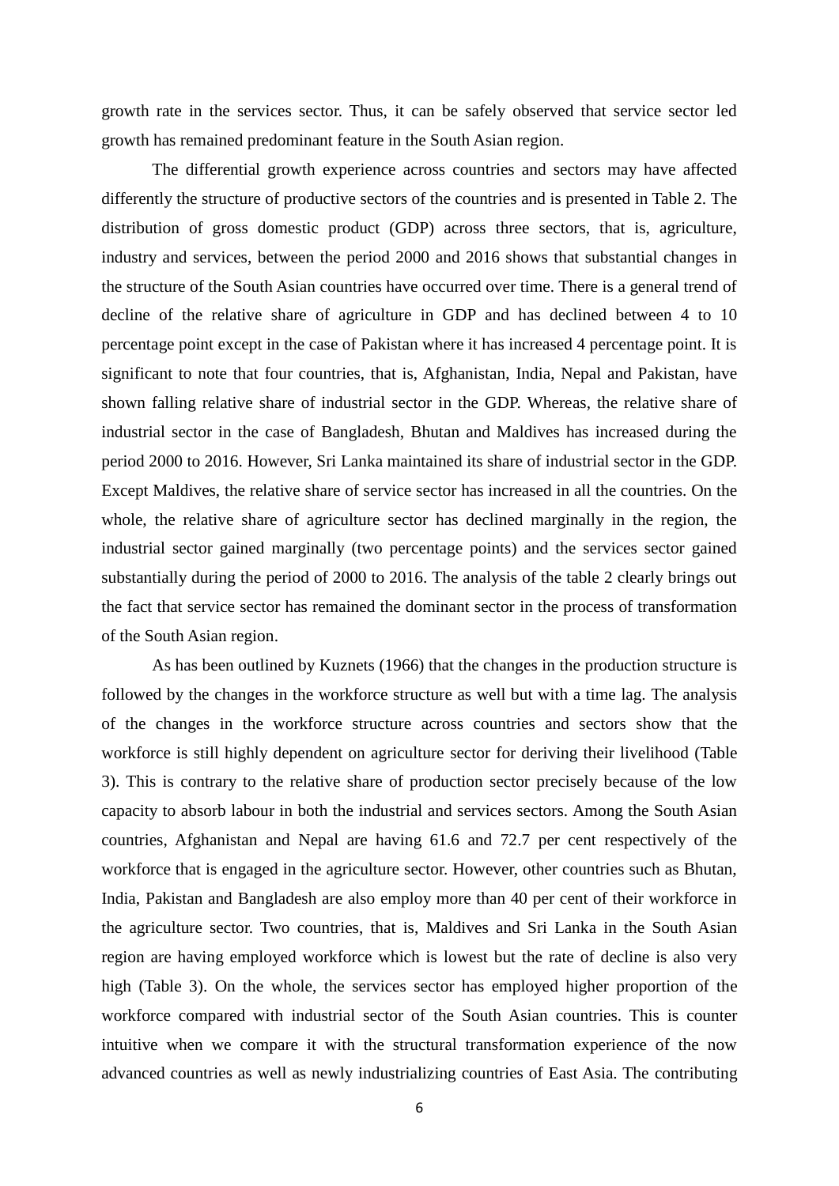growth rate in the services sector. Thus, it can be safely observed that service sector led growth has remained predominant feature in the South Asian region.

The differential growth experience across countries and sectors may have affected differently the structure of productive sectors of the countries and is presented in Table 2. The distribution of gross domestic product (GDP) across three sectors, that is, agriculture, industry and services, between the period 2000 and 2016 shows that substantial changes in the structure of the South Asian countries have occurred over time. There is a general trend of decline of the relative share of agriculture in GDP and has declined between 4 to 10 percentage point except in the case of Pakistan where it has increased 4 percentage point. It is significant to note that four countries, that is, Afghanistan, India, Nepal and Pakistan, have shown falling relative share of industrial sector in the GDP. Whereas, the relative share of industrial sector in the case of Bangladesh, Bhutan and Maldives has increased during the period 2000 to 2016. However, Sri Lanka maintained its share of industrial sector in the GDP. Except Maldives, the relative share of service sector has increased in all the countries. On the whole, the relative share of agriculture sector has declined marginally in the region, the industrial sector gained marginally (two percentage points) and the services sector gained substantially during the period of 2000 to 2016. The analysis of the table 2 clearly brings out the fact that service sector has remained the dominant sector in the process of transformation of the South Asian region.

As has been outlined by Kuznets (1966) that the changes in the production structure is followed by the changes in the workforce structure as well but with a time lag. The analysis of the changes in the workforce structure across countries and sectors show that the workforce is still highly dependent on agriculture sector for deriving their livelihood (Table 3). This is contrary to the relative share of production sector precisely because of the low capacity to absorb labour in both the industrial and services sectors. Among the South Asian countries, Afghanistan and Nepal are having 61.6 and 72.7 per cent respectively of the workforce that is engaged in the agriculture sector. However, other countries such as Bhutan, India, Pakistan and Bangladesh are also employ more than 40 per cent of their workforce in the agriculture sector. Two countries, that is, Maldives and Sri Lanka in the South Asian region are having employed workforce which is lowest but the rate of decline is also very high (Table 3). On the whole, the services sector has employed higher proportion of the workforce compared with industrial sector of the South Asian countries. This is counter intuitive when we compare it with the structural transformation experience of the now advanced countries as well as newly industrializing countries of East Asia. The contributing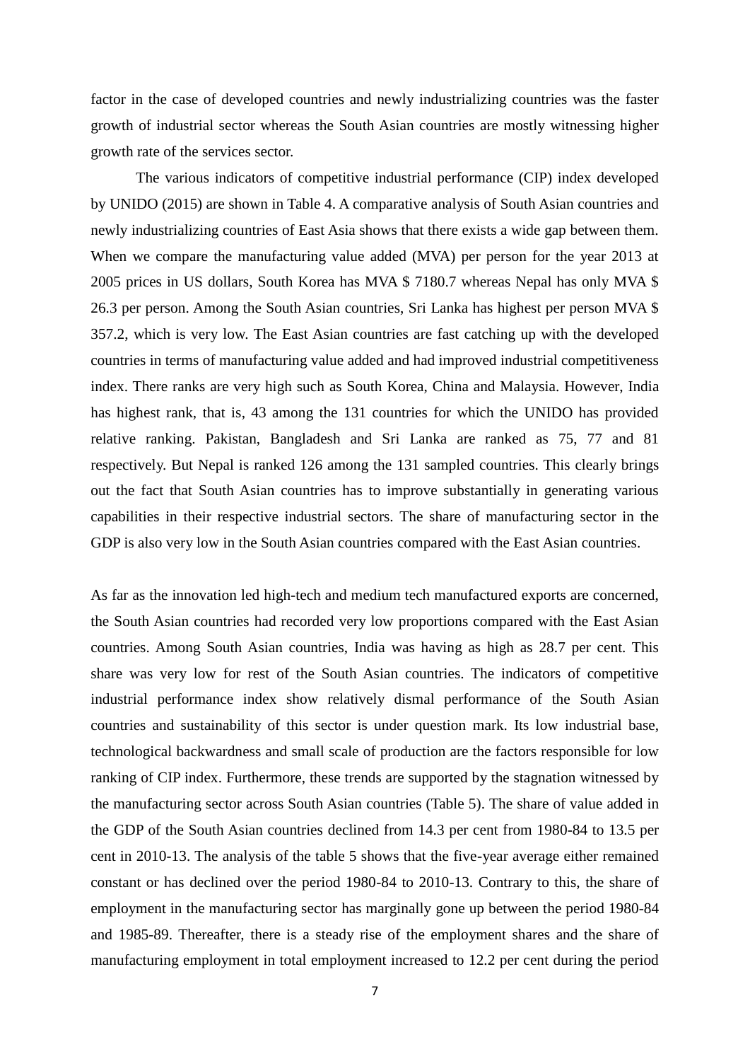factor in the case of developed countries and newly industrializing countries was the faster growth of industrial sector whereas the South Asian countries are mostly witnessing higher growth rate of the services sector.

The various indicators of competitive industrial performance (CIP) index developed by UNIDO (2015) are shown in Table 4. A comparative analysis of South Asian countries and newly industrializing countries of East Asia shows that there exists a wide gap between them. When we compare the manufacturing value added (MVA) per person for the year 2013 at 2005 prices in US dollars, South Korea has MVA $ 7180.7 whereas Nepal has only MVA $ 26.3 per person. Among the South Asian countries, Sri Lanka has highest per person MVA $ 357.2, which is very low. The East Asian countries are fast catching up with the developed countries in terms of manufacturing value added and had improved industrial competitiveness index. There ranks are very high such as South Korea, China and Malaysia. However, India has highest rank, that is, 43 among the 131 countries for which the UNIDO has provided relative ranking. Pakistan, Bangladesh and Sri Lanka are ranked as 75, 77 and 81 respectively. But Nepal is ranked 126 among the 131 sampled countries. This clearly brings out the fact that South Asian countries has to improve substantially in generating various capabilities in their respective industrial sectors. The share of manufacturing sector in the GDP is also very low in the South Asian countries compared with the East Asian countries.

As far as the innovation led high-tech and medium tech manufactured exports are concerned, the South Asian countries had recorded very low proportions compared with the East Asian countries. Among South Asian countries, India was having as high as 28.7 per cent. This share was very low for rest of the South Asian countries. The indicators of competitive industrial performance index show relatively dismal performance of the South Asian countries and sustainability of this sector is under question mark. Its low industrial base, technological backwardness and small scale of production are the factors responsible for low ranking of CIP index. Furthermore, these trends are supported by the stagnation witnessed by the manufacturing sector across South Asian countries (Table 5). The share of value added in the GDP of the South Asian countries declined from 14.3 per cent from 1980-84 to 13.5 per cent in 2010-13. The analysis of the table 5 shows that the five-year average either remained constant or has declined over the period 1980-84 to 2010-13. Contrary to this, the share of employment in the manufacturing sector has marginally gone up between the period 1980-84 and 1985-89. Thereafter, there is a steady rise of the employment shares and the share of manufacturing employment in total employment increased to 12.2 per cent during the period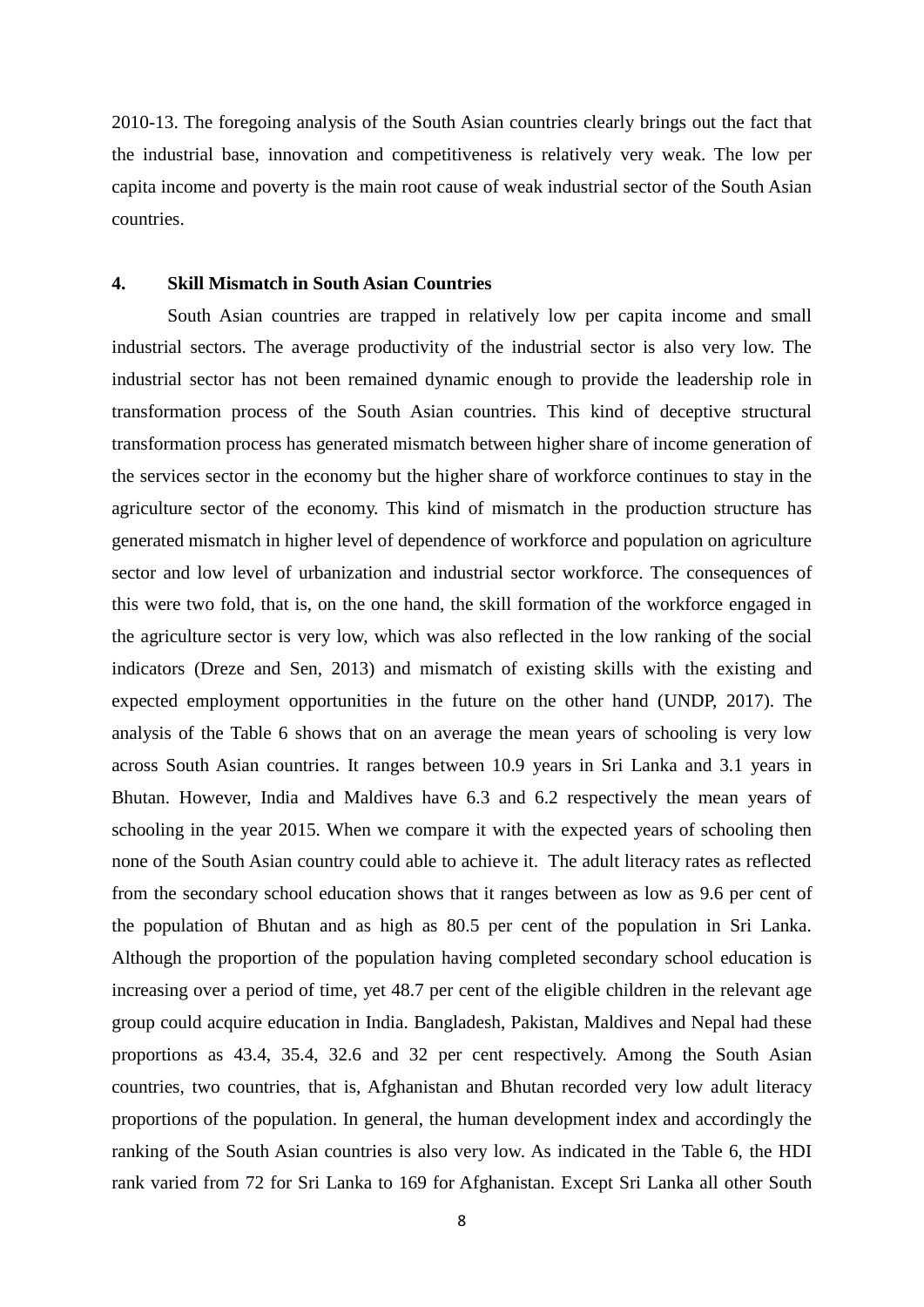2010-13. The foregoing analysis of the South Asian countries clearly brings out the fact that the industrial base, innovation and competitiveness is relatively very weak. The low per capita income and poverty is the main root cause of weak industrial sector of the South Asian countries.

## 4. Skill Mismatch in South Asian Countries

South Asian countries are trapped in relatively low per capita income and small industrial sectors. The average productivity of the industrial sector is also very low. The industrial sector has not been remained dynamic enough to provide the leadership role in transformation process of the South Asian countries. This kind of deceptive structural transformation process has generated mismatch between higher share of income generation of the services sector in the economy but the higher share of workforce continues to stay in the agriculture sector of the economy. This kind of mismatch in the production structure has generated mismatch in higher level of dependence of workforce and population on agriculture sector and low level of urbanization and industrial sector workforce. The consequences of this were two fold, that is, on the one hand, the skill formation of the workforce engaged in the agriculture sector is very low, which was also reflected in the low ranking of the social indicators (Dreze and Sen, 2013) and mismatch of existing skills with the existing and expected employment opportunities in the future on the other hand (UNDP, 2017). The analysis of the Table 6 shows that on an average the mean years of schooling is very low across South Asian countries. It ranges between 10.9 years in Sri Lanka and 3.1 years in Bhutan. However, India and Maldives have 6.3 and 6.2 respectively the mean years of schooling in the year 2015. When we compare it with the expected years of schooling then none of the South Asian country could able to achieve it. The adult literacy rates as reflected from the secondary school education shows that it ranges between as low as 9.6 per cent of the population of Bhutan and as high as 80.5 per cent of the population in Sri Lanka. Although the proportion of the population having completed secondary school education is increasing over a period of time, yet 48.7 per cent of the eligible children in the relevant age group could acquire education in India. Bangladesh, Pakistan, Maldives and Nepal had these proportions as 43.4, 35.4, 32.6 and 32 per cent respectively. Among the South Asian countries, two countries, that is, Afghanistan and Bhutan recorded very low adult literacy proportions of the population. In general, the human development index and accordingly the ranking of the South Asian countries is also very low. As indicated in the Table 6, the HDI rank varied from 72 for Sri Lanka to 169 for Afghanistan. Except Sri Lanka all other South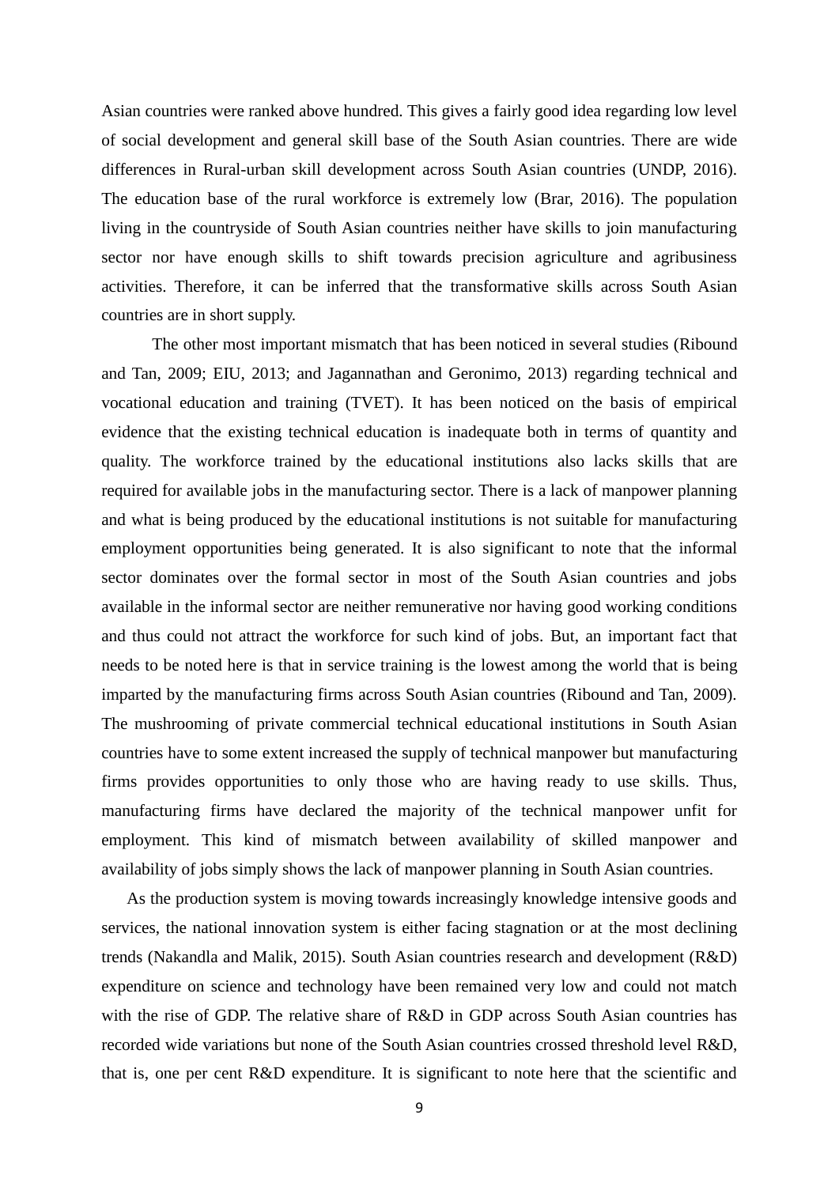Asian countries were ranked above hundred. This gives a fairly good idea regarding low level of social development and general skill base of the South Asian countries. There are wide differences in Rural-urban skill development across South Asian countries (UNDP, 2016). The education base of the rural workforce is extremely low (Brar, 2016). The population living in the countryside of South Asian countries neither have skills to join manufacturing sector nor have enough skills to shift towards precision agriculture and agribusiness activities. Therefore, it can be inferred that the transformative skills across South Asian countries are in short supply.

The other most important mismatch that has been noticed in several studies (Ribound and Tan, 2009; EIU, 2013; and Jagannathan and Geronimo, 2013) regarding technical and vocational education and training (TVET). It has been noticed on the basis of empirical evidence that the existing technical education is inadequate both in terms of quantity and quality. The workforce trained by the educational institutions also lacks skills that are required for available jobs in the manufacturing sector. There is a lack of manpower planning and what is being produced by the educational institutions is not suitable for manufacturing employment opportunities being generated. It is also significant to note that the informal sector dominates over the formal sector in most of the South Asian countries and jobs available in the informal sector are neither remunerative nor having good working conditions and thus could not attract the workforce for such kind of jobs. But, an important fact that needs to be noted here is that in service training is the lowest among the world that is being imparted by the manufacturing firms across South Asian countries (Ribound and Tan, 2009). The mushrooming of private commercial technical educational institutions in South Asian countries have to some extent increased the supply of technical manpower but manufacturing firms provides opportunities to only those who are having ready to use skills. Thus, manufacturing firms have declared the majority of the technical manpower unfit for employment. This kind of mismatch between availability of skilled manpower and availability of jobs simply shows the lack of manpower planning in South Asian countries.

As the production system is moving towards increasingly knowledge intensive goods and services, the national innovation system is either facing stagnation or at the most declining trends (Nakandla and Malik, 2015). South Asian countries research and development (R&D) expenditure on science and technology have been remained very low and could not match with the rise of GDP. The relative share of R&D in GDP across South Asian countries has recorded wide variations but none of the South Asian countries crossed threshold level R&D, that is, one per cent R&D expenditure. It is significant to note here that the scientific and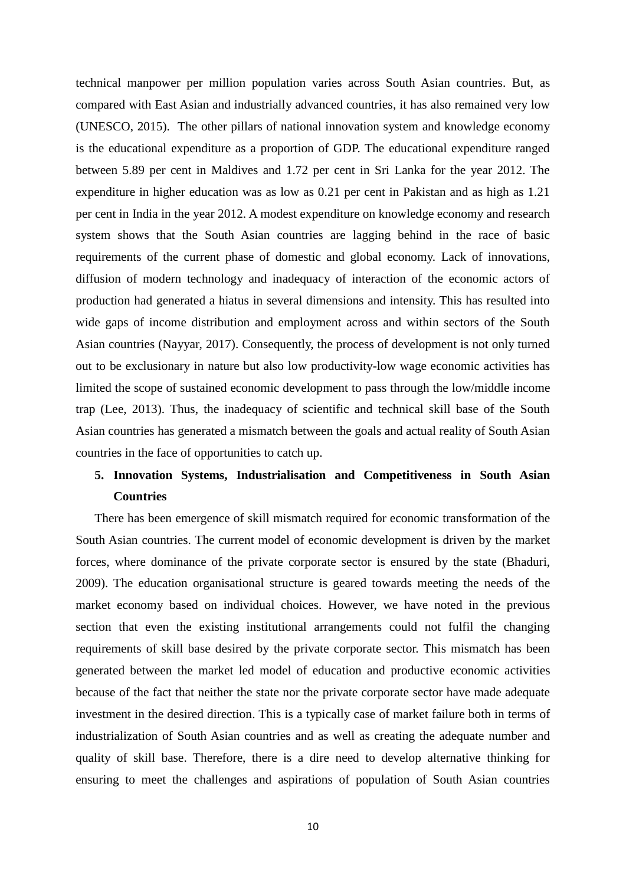technical manpower per million population varies across South Asian countries. But, as compared with East Asian and industrially advanced countries, it has also remained very low (UNESCO, 2015). The other pillars of national innovation system and knowledge economy is the educational expenditure as a proportion of GDP. The educational expenditure ranged between 5.89 per cent in Maldives and 1.72 per cent in Sri Lanka for the year 2012. The expenditure in higher education was as low as 0.21 per cent in Pakistan and as high as 1.21 per cent in India in the year 2012. A modest expenditure on knowledge economy and research system shows that the South Asian countries are lagging behind in the race of basic requirements of the current phase of domestic and global economy. Lack of innovations, diffusion of modern technology and inadequacy of interaction of the economic actors of production had generated a hiatus in several dimensions and intensity. This has resulted into wide gaps of income distribution and employment across and within sectors of the South Asian countries (Nayyar, 2017). Consequently, the process of development is not only turned out to be exclusionary in nature but also low productivity-low wage economic activities has limited the scope of sustained economic development to pass through the low/middle income trap (Lee, 2013). Thus, the inadequacy of scientific and technical skill base of the South Asian countries has generated a mismatch between the goals and actual reality of South Asian countries in the face of opportunities to catch up.

## 5. Innovation Systems, Industrialisation and Competitiveness in South Asian Countries

There has been emergence of skill mismatch required for economic transformation of the South Asian countries. The current model of economic development is driven by the market forces, where dominance of the private corporate sector is ensured by the state (Bhaduri, 2009). The education organisational structure is geared towards meeting the needs of the market economy based on individual choices. However, we have noted in the previous section that even the existing institutional arrangements could not fulfil the changing requirements of skill base desired by the private corporate sector. This mismatch has been generated between the market led model of education and productive economic activities because of the fact that neither the state nor the private corporate sector have made adequate investment in the desired direction. This is a typically case of market failure both in terms of industrialization of South Asian countries and as well as creating the adequate number and quality of skill base. Therefore, there is a dire need to develop alternative thinking for ensuring to meet the challenges and aspirations of population of South Asian countries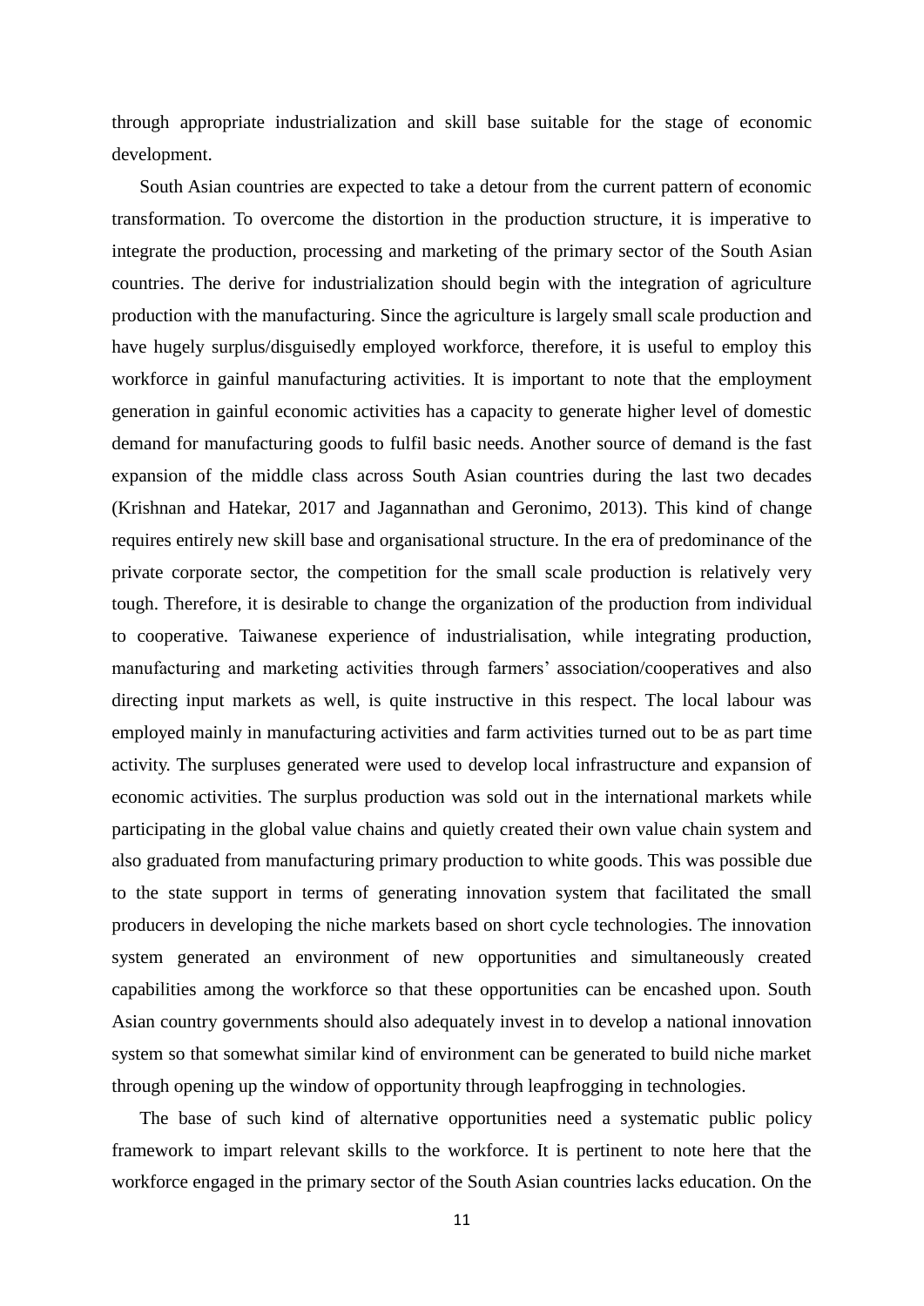through appropriate industrialization and skill base suitable for the stage of economic development.

South Asian countries are expected to take a detour from the current pattern of economic transformation. To overcome the distortion in the production structure, it is imperative to integrate the production, processing and marketing of the primary sector of the South Asian countries. The derive for industrialization should begin with the integration of agriculture production with the manufacturing. Since the agriculture is largely small scale production and have hugely surplus/disguisedly employed workforce, therefore, it is useful to employ this workforce in gainful manufacturing activities. It is important to note that the employment generation in gainful economic activities has a capacity to generate higher level of domestic demand for manufacturing goods to fulfil basic needs. Another source of demand is the fast expansion of the middle class across South Asian countries during the last two decades (Krishnan and Hatekar, 2017 and Jagannathan and Geronimo, 2013). This kind of change requires entirely new skill base and organisational structure. In the era of predominance of the private corporate sector, the competition for the small scale production is relatively very tough. Therefore, it is desirable to change the organization of the production from individual to cooperative. Taiwanese experience of industrialisation, while integrating production, manufacturing and marketing activities through farmers' association/cooperatives and also directing input markets as well, is quite instructive in this respect. The local labour was employed mainly in manufacturing activities and farm activities turned out to be as part time activity. The surpluses generated were used to develop local infrastructure and expansion of economic activities. The surplus production was sold out in the international markets while participating in the global value chains and quietly created their own value chain system and also graduated from manufacturing primary production to white goods. This was possible due to the state support in terms of generating innovation system that facilitated the small producers in developing the niche markets based on short cycle technologies. The innovation system generated an environment of new opportunities and simultaneously created capabilities among the workforce so that these opportunities can be encashed upon. South Asian country governments should also adequately invest in to develop a national innovation system so that somewhat similar kind of environment can be generated to build niche market through opening up the window of opportunity through leapfrogging in technologies.

The base of such kind of alternative opportunities need a systematic public policy framework to impart relevant skills to the workforce. It is pertinent to note here that the workforce engaged in the primary sector of the South Asian countries lacks education. On the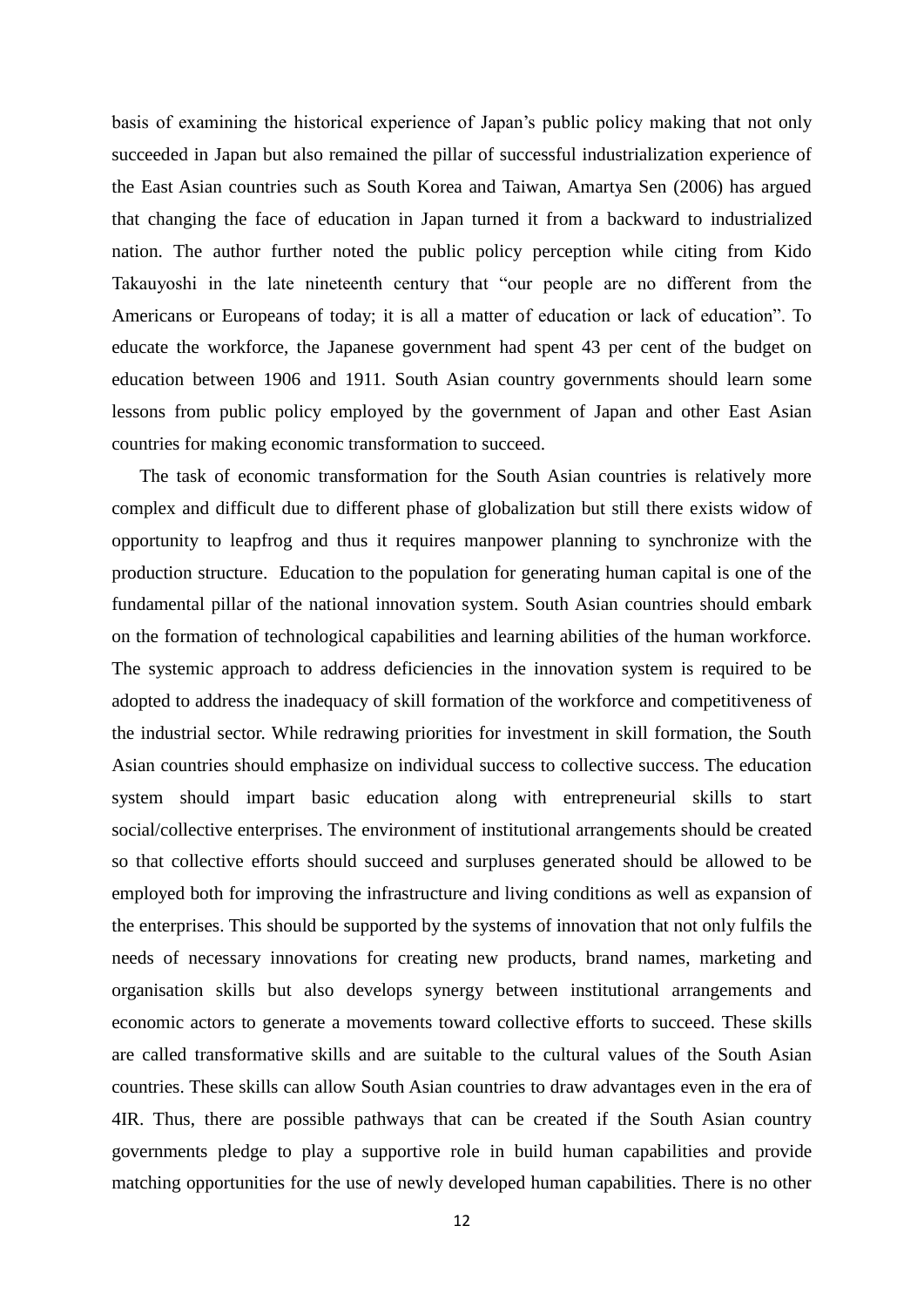basis of examining the historical experience of Japan's public policy making that not only succeeded in Japan but also remained the pillar of successful industrialization experience of the East Asian countries such as South Korea and Taiwan, Amartya Sen (2006) has argued that changing the face of education in Japan turned it from a backward to industrialized nation. The author further noted the public policy perception while citing from Kido Takauyoshi in the late nineteenth century that "our people are no different from the Americans or Europeans of today; it is all a matter of education or lack of education". To educate the workforce, the Japanese government had spent 43 per cent of the budget on education between 1906 and 1911. South Asian country governments should learn some lessons from public policy employed by the government of Japan and other East Asian countries for making economic transformation to succeed.

The task of economic transformation for the South Asian countries is relatively more complex and difficult due to different phase of globalization but still there exists widow of opportunity to leapfrog and thus it requires manpower planning to synchronize with the production structure. Education to the population for generating human capital is one of the fundamental pillar of the national innovation system. South Asian countries should embark on the formation of technological capabilities and learning abilities of the human workforce. The systemic approach to address deficiencies in the innovation system is required to be adopted to address the inadequacy of skill formation of the workforce and competitiveness of the industrial sector. While redrawing priorities for investment in skill formation, the South Asian countries should emphasize on individual success to collective success. The education system should impart basic education along with entrepreneurial skills to start social/collective enterprises. The environment of institutional arrangements should be created so that collective efforts should succeed and surpluses generated should be allowed to be employed both for improving the infrastructure and living conditions as well as expansion of the enterprises. This should be supported by the systems of innovation that not only fulfils the needs of necessary innovations for creating new products, brand names, marketing and organisation skills but also develops synergy between institutional arrangements and economic actors to generate a movements toward collective efforts to succeed. These skills are called transformative skills and are suitable to the cultural values of the South Asian countries. These skills can allow South Asian countries to draw advantages even in the era of 4IR. Thus, there are possible pathways that can be created if the South Asian country governments pledge to play a supportive role in build human capabilities and provide matching opportunities for the use of newly developed human capabilities. There is no other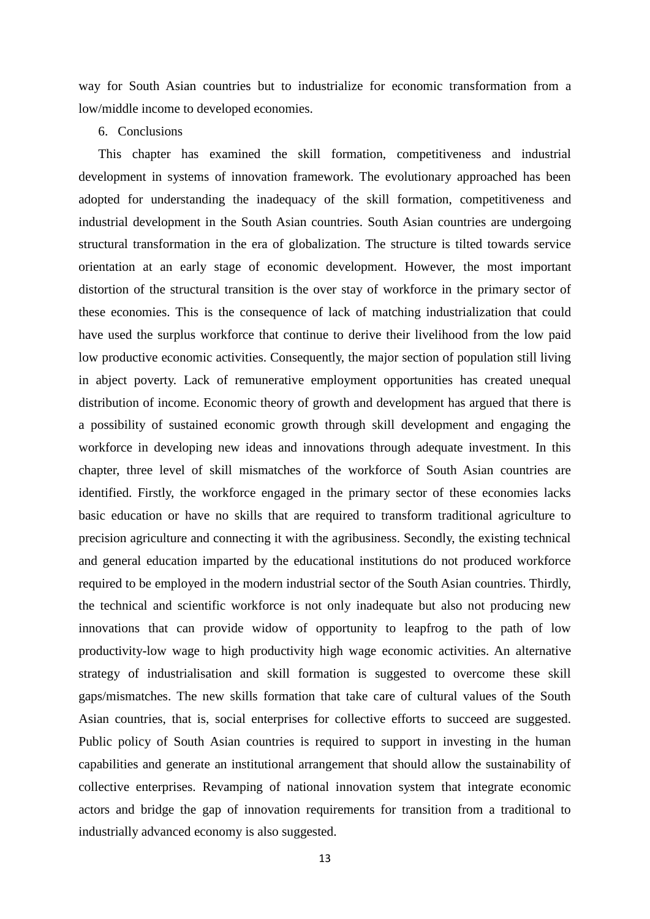way for South Asian countries but to industrialize for economic transformation from a low/middle income to developed economies.

## 6. Conclusions

This chapter has examined the skill formation, competitiveness and industrial development in systems of innovation framework. The evolutionary approached has been adopted for understanding the inadequacy of the skill formation, competitiveness and industrial development in the South Asian countries. South Asian countries are undergoing structural transformation in the era of globalization. The structure is tilted towards service orientation at an early stage of economic development. However, the most important distortion of the structural transition is the over stay of workforce in the primary sector of these economies. This is the consequence of lack of matching industrialization that could have used the surplus workforce that continue to derive their livelihood from the low paid low productive economic activities. Consequently, the major section of population still living in abject poverty. Lack of remunerative employment opportunities has created unequal distribution of income. Economic theory of growth and development has argued that there is a possibility of sustained economic growth through skill development and engaging the workforce in developing new ideas and innovations through adequate investment. In this chapter, three level of skill mismatches of the workforce of South Asian countries are identified. Firstly, the workforce engaged in the primary sector of these economies lacks basic education or have no skills that are required to transform traditional agriculture to precision agriculture and connecting it with the agribusiness. Secondly, the existing technical and general education imparted by the educational institutions do not produced workforce required to be employed in the modern industrial sector of the South Asian countries. Thirdly, the technical and scientific workforce is not only inadequate but also not producing new innovations that can provide widow of opportunity to leapfrog to the path of low productivity-low wage to high productivity high wage economic activities. An alternative strategy of industrialisation and skill formation is suggested to overcome these skill gaps/mismatches. The new skills formation that take care of cultural values of the South Asian countries, that is, social enterprises for collective efforts to succeed are suggested. Public policy of South Asian countries is required to support in investing in the human capabilities and generate an institutional arrangement that should allow the sustainability of collective enterprises. Revamping of national innovation system that integrate economic actors and bridge the gap of innovation requirements for transition from a traditional to industrially advanced economy is also suggested.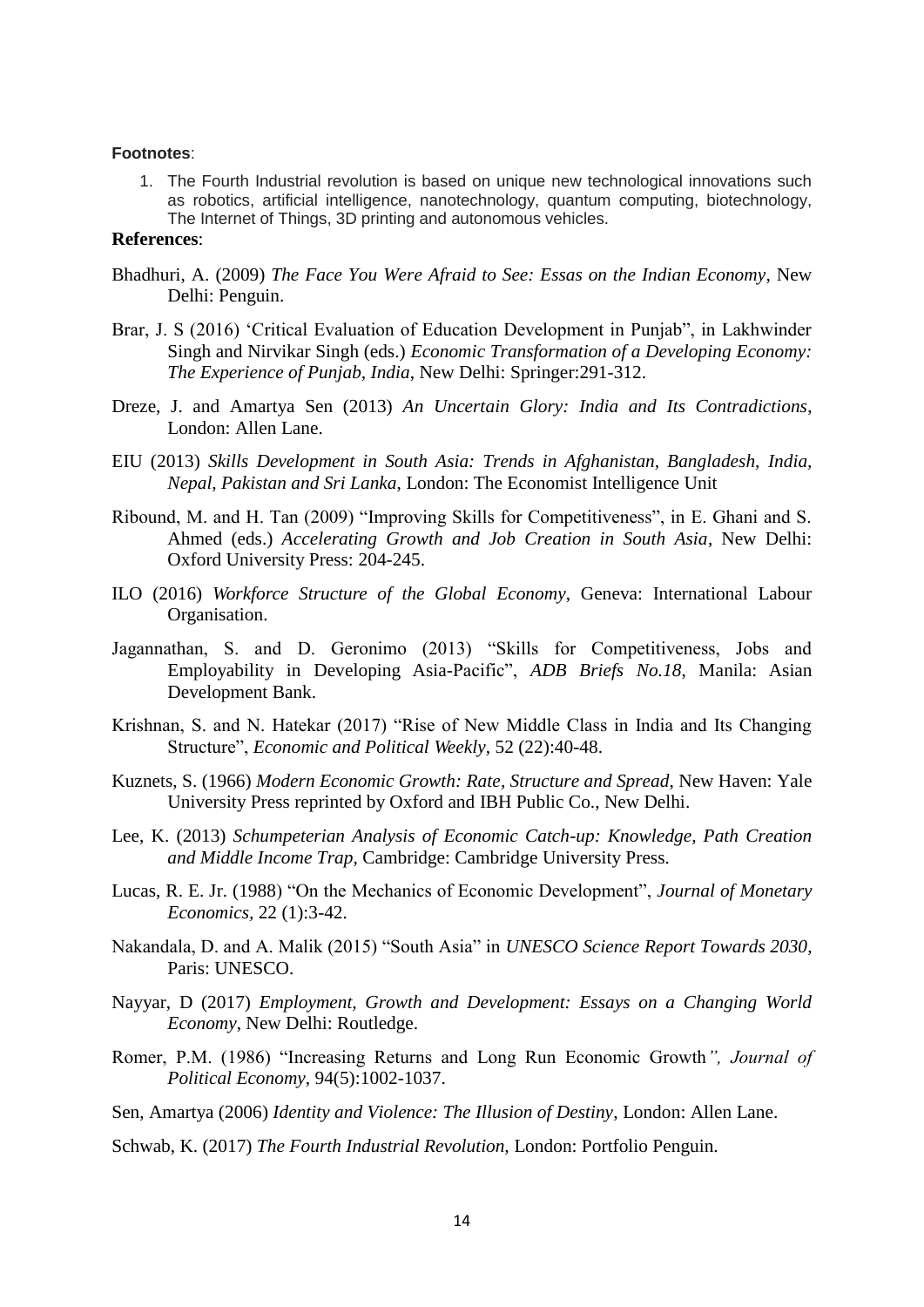**Footnotes**:

1. The Fourth Industrial revolution is based on unique new technological innovations such as robotics, artificial intelligence, nanotechnology, quantum computing, biotechnology, The Internet of Things, 3D printing and autonomous vehicles.

**References**:

Bhadhuri, A. (2009) *The Face You Were Afraid to See: Essas on the Indian Economy*, New Delhi: Penguin.

Brar, J. S (2016) 'Critical Evaluation of Education Development in Punjab", in Lakhwinder Singh and Nirvikar Singh (eds.) *Economic Transformation of a Developing Economy: The Experience of Punjab, India*, New Delhi: Springer:291-312.

Dreze, J. and Amartya Sen (2013) *An Uncertain Glory: India and Its Contradictions*, London: Allen Lane.

EIU (2013) *Skills Development in South Asia: Trends in Afghanistan, Bangladesh, India, Nepal, Pakistan and Sri Lanka*, London: The Economist Intelligence Unit

Ribound, M. and H. Tan (2009) "Improving Skills for Competitiveness", in E. Ghani and S. Ahmed (eds.) *Accelerating Growth and Job Creation in South Asia*, New Delhi: Oxford University Press: 204-245.

ILO (2016) *Workforce Structure of the Global Economy*, Geneva: International Labour Organisation.

Jagannathan, S. and D. Geronimo (2013) "Skills for Competitiveness, Jobs and Employability in Developing Asia-Pacific", *ADB Briefs No.18*, Manila: Asian Development Bank.

Krishnan, S. and N. Hatekar (2017) "Rise of New Middle Class in India and Its Changing Structure", *Economic and Political Weekly*, 52 (22):40-48.

Kuznets, S. (1966) *Modern Economic Growth: Rate, Structure and Spread*, New Haven: Yale University Press reprinted by Oxford and IBH Public Co., New Delhi.

Lee, K. (2013) *Schumpeterian Analysis of Economic Catch-up: Knowledge, Path Creation and Middle Income Trap*, Cambridge: Cambridge University Press.

Lucas, R. E. Jr. (1988) "On the Mechanics of Economic Development", *Journal of Monetary Economics*, 22 (1):3-42.

Nakandala, D. and A. Malik (2015) "South Asia" in *UNESCO Science Report Towards 2030*, Paris: UNESCO.

Nayyar, D (2017) *Employment, Growth and Development: Essays on a Changing World Economy*, New Delhi: Routledge.

Romer, P.M. (1986) "Increasing Returns and Long Run Economic Growth*", Journal of Political Economy*, 94(5):1002-1037.

Sen, Amartya (2006) *Identity and Violence: The Illusion of Destiny*, London: Allen Lane.

Schwab, K. (2017) *The Fourth Industrial Revolution,* London: Portfolio Penguin.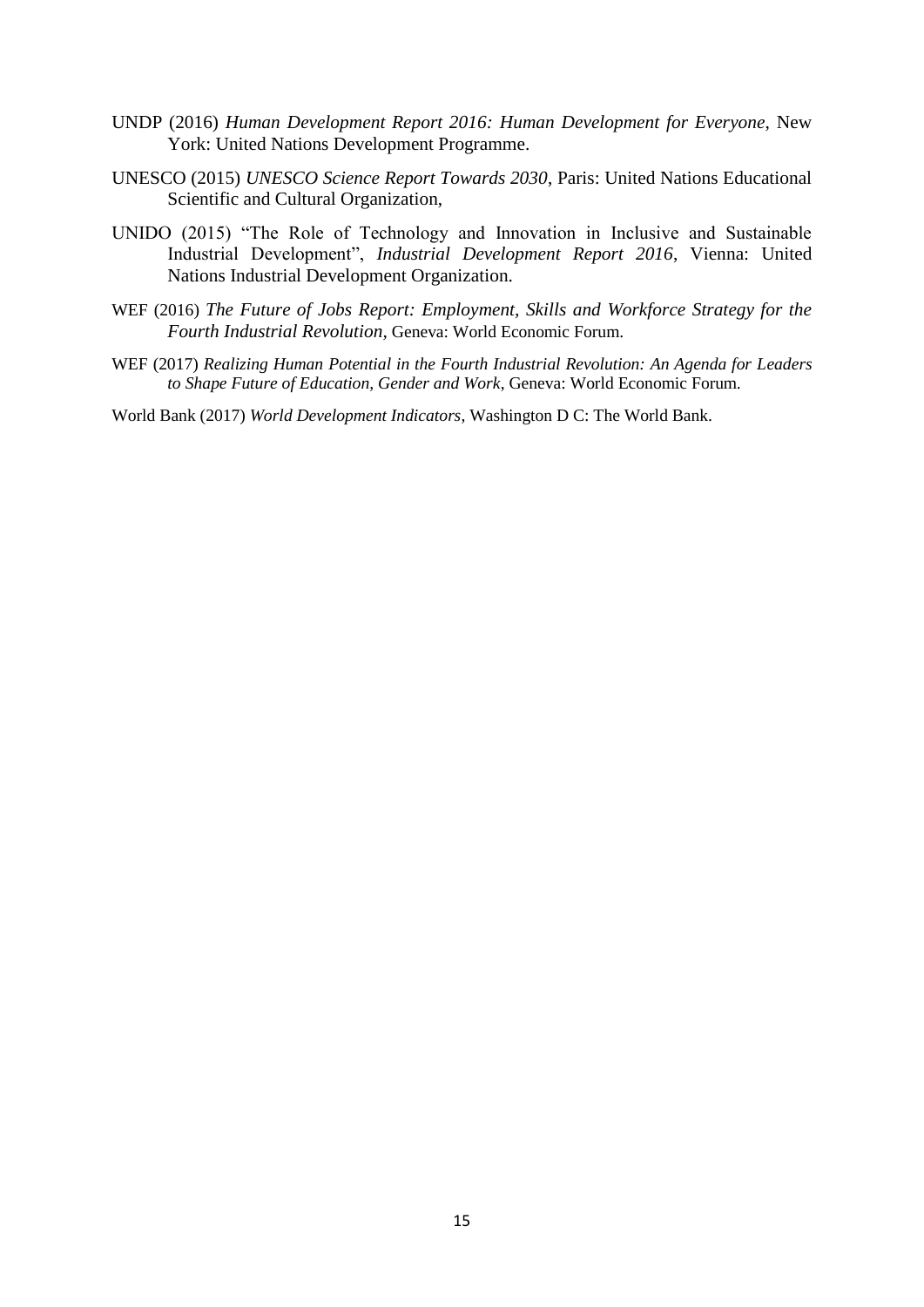UNDP (2016) *Human Development Report 2016: Human Development for Everyone*, New York: United Nations Development Programme.

UNESCO (2015) *UNESCO Science Report Towards 2030*, Paris: United Nations Educational Scientific and Cultural Organization,

UNIDO (2015) "The Role of Technology and Innovation in Inclusive and Sustainable Industrial Development", *Industrial Development Report 2016*, Vienna: United Nations Industrial Development Organization.

WEF (2016) *The Future of Jobs Report: Employment, Skills and Workforce Strategy for the Fourth Industrial Revolution*, Geneva: World Economic Forum.

WEF (2017) *Realizing Human Potential in the Fourth Industrial Revolution: An Agenda for Leaders to Shape Future of Education, Gender and Work*, Geneva: World Economic Forum.

World Bank (2017) *World Development Indicators*, Washington D C: The World Bank.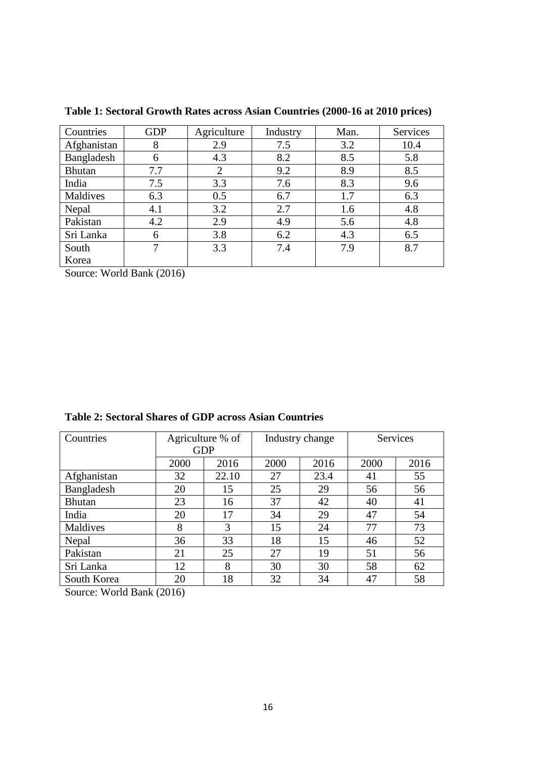**Table 1: Sectoral Growth Rates across Asian Countries (2000-16 at 2010 prices)**

| Countries | GDP | Agriculture | Industry | Man. | Services |
|---|---|---|---|---|---|
| Afghanistan | 8 | 2.9 | 7.5 | 3.2 | 10.4 |
| Bangladesh | 6 | 4.3 | 8.2 | 8.5 | 5.8 |
| Bhutan | 7.7 | 2 | 9.2 | 8.9 | 8.5 |
| India | 7.5 | 3.3 | 7.6 | 8.3 | 9.6 |
| Maldives | 6.3 | 0.5 | 6.7 | 1.7 | 6.3 |
| Nepal | 4.1 | 3.2 | 2.7 | 1.6 | 4.8 |
| Pakistan | 4.2 | 2.9 | 4.9 | 5.6 | 4.8 |
| Sri Lanka | 6 | 3.8 | 6.2 | 4.3 | 6.5 |
| South Korea | 7 | 3.3 | 7.4 | 7.9 | 8.7 |

Source: World Bank (2016)

**Table 2: Sectoral Shares of GDP across Asian Countries**

| Countries | Agriculture % of GDP | | Industry change | | Services | |
|---|---|---|---|---|---|---|
| | 2000 | 2016 | 2000 | 2016 | 2000 | 2016 |
| Afghanistan | 32 | 22.10 | 27 | 23.4 | 41 | 55 |
| Bangladesh | 20 | 15 | 25 | 29 | 56 | 56 |
| Bhutan | 23 | 16 | 37 | 42 | 40 | 41 |
| India | 20 | 17 | 34 | 29 | 47 | 54 |
| Maldives | 8 | 3 | 15 | 24 | 77 | 73 |
| Nepal | 36 | 33 | 18 | 15 | 46 | 52 |
| Pakistan | 21 | 25 | 27 | 19 | 51 | 56 |
| Sri Lanka | 12 | 8 | 30 | 30 | 58 | 62 |
| South Korea | 20 | 18 | 32 | 34 | 47 | 58 |

Source: World Bank (2016)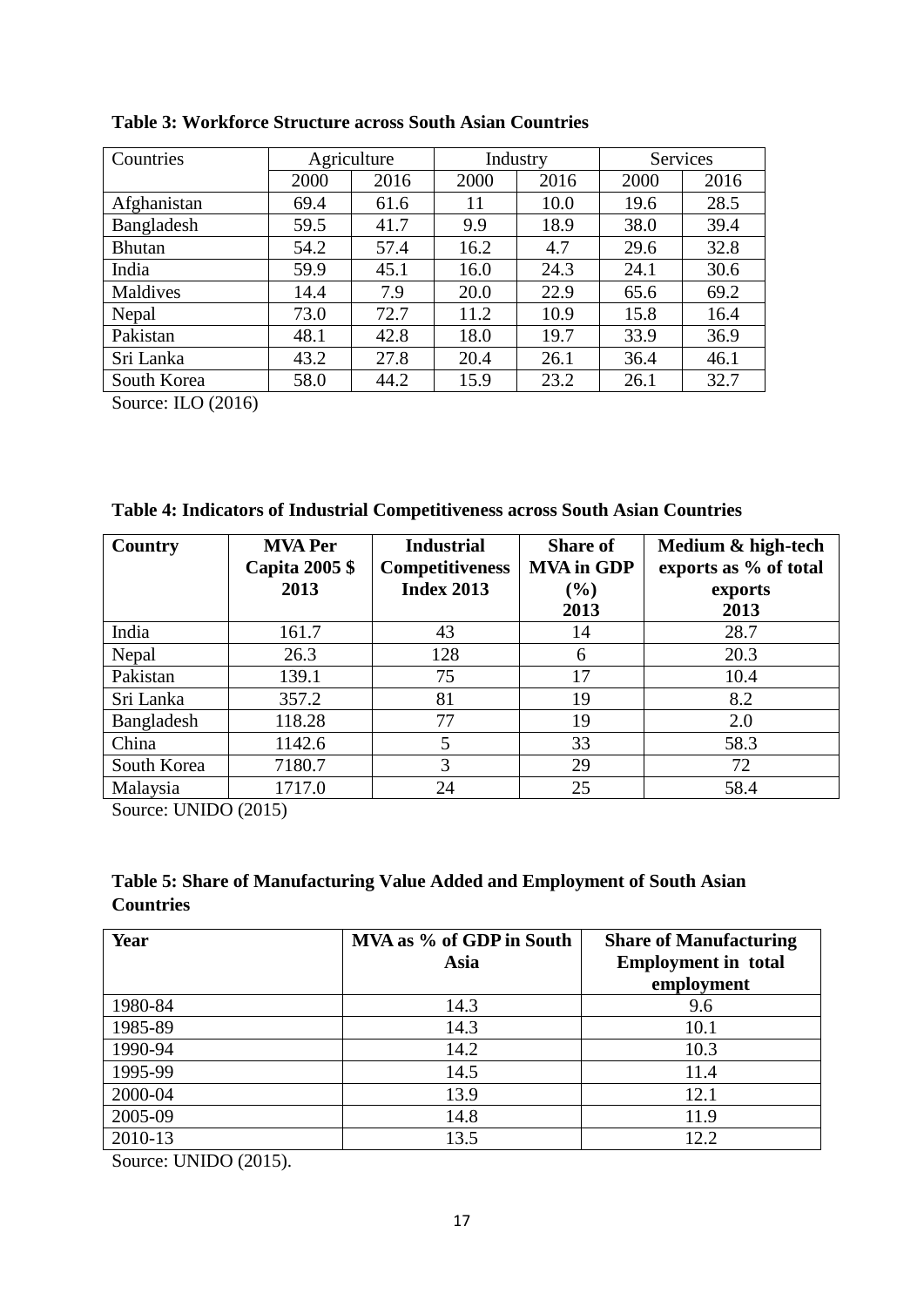**Table 3: Workforce Structure across South Asian Countries**

| Countries | Agriculture | | Industry | | Services | |
|---|---|---|---|---|---|---|
| | 2000 | 2016 | 2000 | 2016 | 2000 | 2016 |
| Afghanistan | 69.4 | 61.6 | 11 | 10.0 | 19.6 | 28.5 |
| Bangladesh | 59.5 | 41.7 | 9.9 | 18.9 | 38.0 | 39.4 |
| Bhutan | 54.2 | 57.4 | 16.2 | 4.7 | 29.6 | 32.8 |
| India | 59.9 | 45.1 | 16.0 | 24.3 | 24.1 | 30.6 |
| Maldives | 14.4 | 7.9 | 20.0 | 22.9 | 65.6 | 69.2 |
| Nepal | 73.0 | 72.7 | 11.2 | 10.9 | 15.8 | 16.4 |
| Pakistan | 48.1 | 42.8 | 18.0 | 19.7 | 33.9 | 36.9 |
| Sri Lanka | 43.2 | 27.8 | 20.4 | 26.1 | 36.4 | 46.1 |
| South Korea | 58.0 | 44.2 | 15.9 | 23.2 | 26.1 | 32.7 |

Source: ILO (2016)

**Table 4: Indicators of Industrial Competitiveness across South Asian Countries**

| Country | MVA Per Capita 2005 $ 2013 | Industrial Competitiveness Index 2013 | Share of MVA in GDP (%) 2013 | Medium & high-tech exports as % of total exports 2013 |
|---|---|---|---|---|
| India | 161.7 | 43 | 14 | 28.7 |
| Nepal | 26.3 | 128 | 6 | 20.3 |
| Pakistan | 139.1 | 75 | 17 | 10.4 |
| Sri Lanka | 357.2 | 81 | 19 | 8.2 |
| Bangladesh | 118.28 | 77 | 19 | 2.0 |
| China | 1142.6 | 5 | 33 | 58.3 |
| South Korea | 7180.7 | 3 | 29 | 72 |
| Malaysia | 1717.0 | 24 | 25 | 58.4 |

Source: UNIDO (2015)

**Table 5: Share of Manufacturing Value Added and Employment of South Asian Countries**

| Year | MVA as % of GDP in South Asia | Share of Manufacturing Employment in total employment |
|---|---|---|
| 1980-84 | 14.3 | 9.6 |
| 1985-89 | 14.3 | 10.1 |
| 1990-94 | 14.2 | 10.3 |
| 1995-99 | 14.5 | 11.4 |
| 2000-04 | 13.9 | 12.1 |
| 2005-09 | 14.8 | 11.9 |
| 2010-13 | 13.5 | 12.2 |

Source: UNIDO (2015).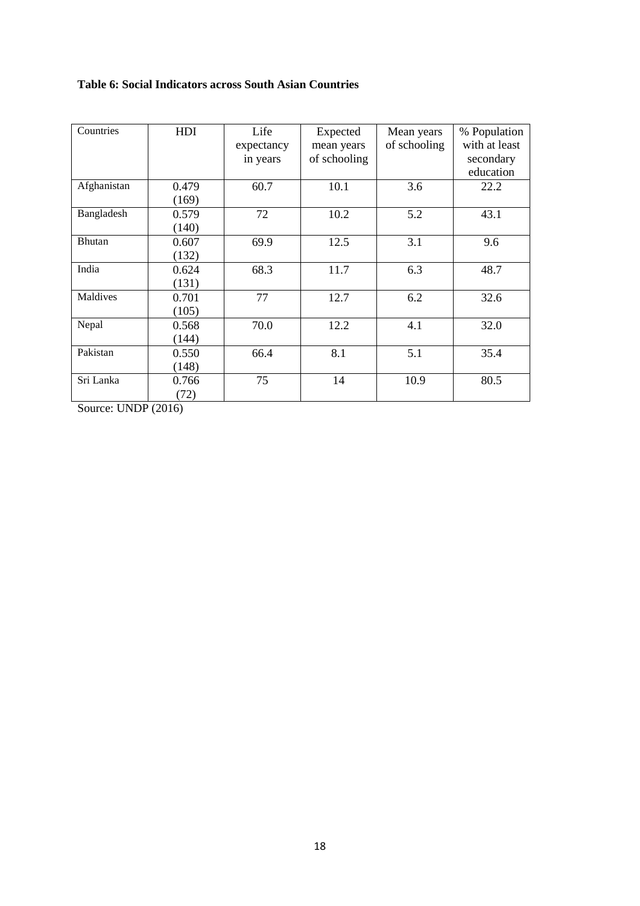**Table 6: Social Indicators across South Asian Countries**

| Countries | HDI | Life expectancy in years | Expected mean years of schooling | Mean years of schooling | % Population with at least secondary education |
|---|---|---|---|---|---|
| Afghanistan | 0.479 (169) | 60.7 | 10.1 | 3.6 | 22.2 |
| Bangladesh | 0.579 (140) | 72 | 10.2 | 5.2 | 43.1 |
| Bhutan | 0.607 (132) | 69.9 | 12.5 | 3.1 | 9.6 |
| India | 0.624 (131) | 68.3 | 11.7 | 6.3 | 48.7 |
| Maldives | 0.701 (105) | 77 | 12.7 | 6.2 | 32.6 |
| Nepal | 0.568 (144) | 70.0 | 12.2 | 4.1 | 32.0 |
| Pakistan | 0.550 (148) | 66.4 | 8.1 | 5.1 | 35.4 |
| Sri Lanka | 0.766 (72) | 75 | 14 | 10.9 | 80.5 |

Source: UNDP (2016)